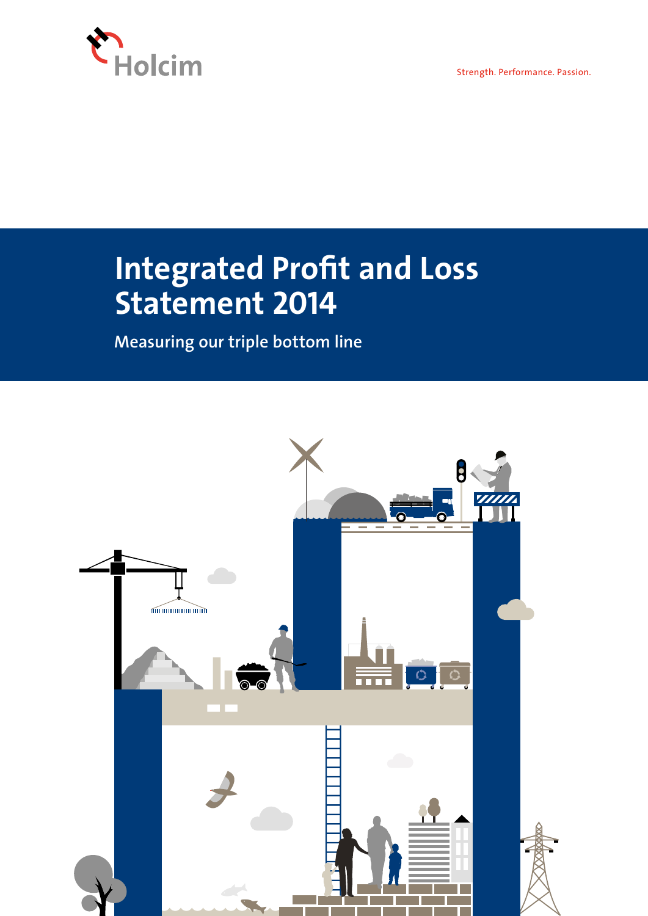Holcim

Strength. Performance. Passion.

# Integrated Profit and Loss Statement 2014

## Measuring our triple bottom line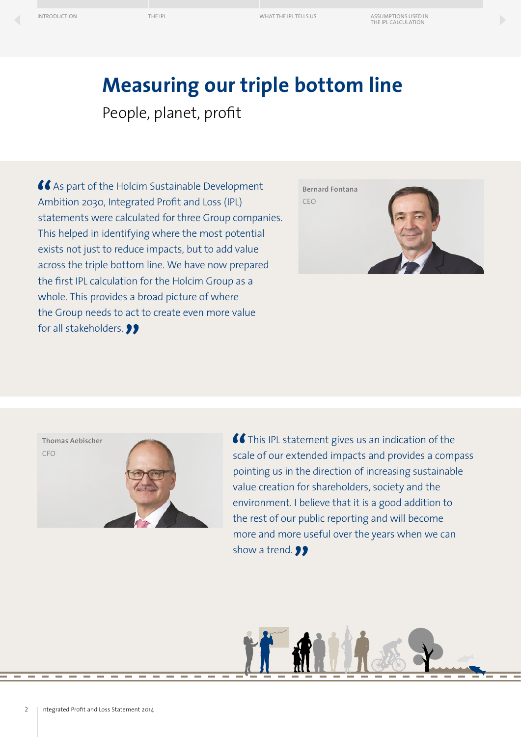# Measuring our triple bottom line

People, planet, profit

> As part of the Holcim Sustainable Development Ambition 2030, Integrated Profit and Loss (IPL) statements were calculated for three Group companies. This helped in identifying where the most potential exists not just to reduce impacts, but to add value across the triple bottom line. We have now prepared the first IPL calculation for the Holcim Group as a whole. This provides a broad picture of where the Group needs to act to create even more value for all stakeholders.

**Bernard Fontana**
CEO

**Thomas Aebischer**
CFO

> This IPL statement gives us an indication of the scale of our extended impacts and provides a compass pointing us in the direction of increasing sustainable value creation for shareholders, society and the environment. I believe that it is a good addition to the rest of our public reporting and will become more and more useful over the years when we can show a trend.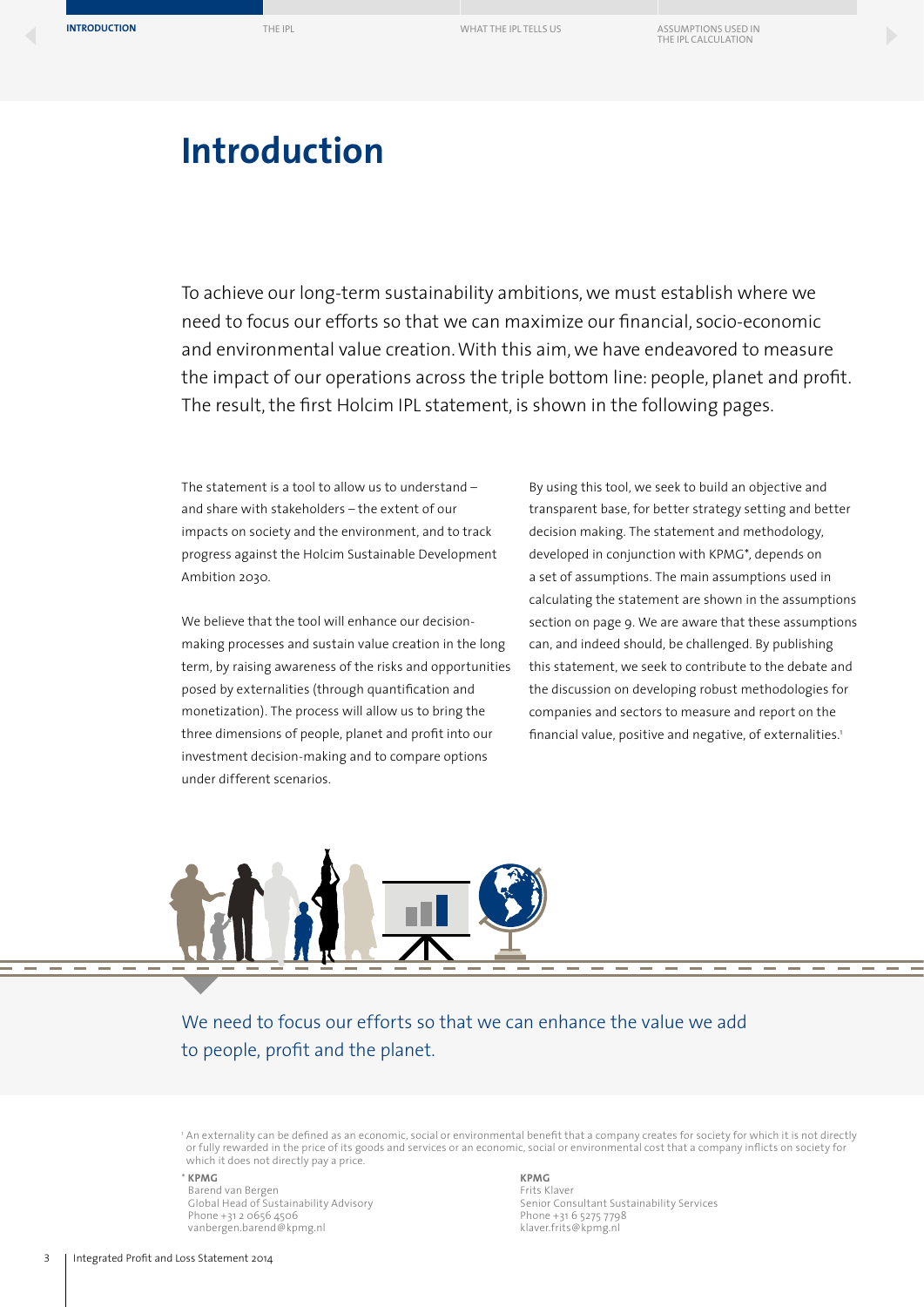# Introduction

To achieve our long-term sustainability ambitions, we must establish where we need to focus our efforts so that we can maximize our financial, socio-economic and environmental value creation. With this aim, we have endeavored to measure the impact of our operations across the triple bottom line: people, planet and profit. The result, the first Holcim IPL statement, is shown in the following pages.

The statement is a tool to allow us to understand – and share with stakeholders – the extent of our impacts on society and the environment, and to track progress against the Holcim Sustainable Development Ambition 2030.

We believe that the tool will enhance our decision-making processes and sustain value creation in the long term, by raising awareness of the risks and opportunities posed by externalities (through quantification and monetization). The process will allow us to bring the three dimensions of people, planet and profit into our investment decision-making and to compare options under different scenarios.

By using this tool, we seek to build an objective and transparent base, for better strategy setting and better decision making. The statement and methodology, developed in conjunction with KPMG*, depends on a set of assumptions. The main assumptions used in calculating the statement are shown in the assumptions section on page 9. We are aware that these assumptions can, and indeed should, be challenged. By publishing this statement, we seek to contribute to the debate and the discussion on developing robust methodologies for companies and sectors to measure and report on the financial value, positive and negative, of externalities.[1]

We need to focus our efforts so that we can enhance the value we add to people, profit and the planet.

[1] An externality can be defined as an economic, social or environmental benefit that a company creates for society for which it is not directly or fully rewarded in the price of its goods and services or an economic, social or environmental cost that a company inflicts on society for which it does not directly pay a price.

\* **KPMG**
Barend van Bergen
Global Head of Sustainability Advisory
Phone +31 2 0656 4506
vanbergen.barend@kpmg.nl

**KPMG**
Frits Klaver
Senior Consultant Sustainability Services
Phone +31 6 5275 7798
klaver.frits@kpmg.nl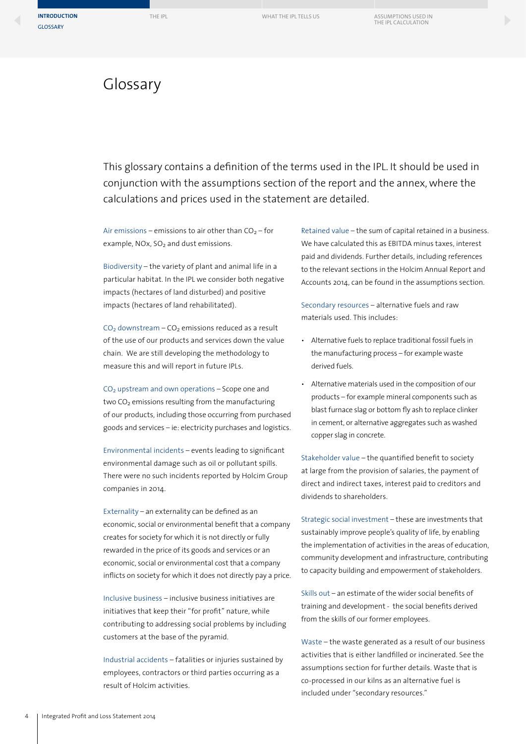# Glossary

This glossary contains a definition of the terms used in the IPL. It should be used in conjunction with the assumptions section of the report and the annex, where the calculations and prices used in the statement are detailed.

Air emissions – emissions to air other than $CO_2$ – for example, NOx, $SO_2$ and dust emissions.

Biodiversity – the variety of plant and animal life in a particular habitat. In the IPL we consider both negative impacts (hectares of land disturbed) and positive impacts (hectares of land rehabilitated).

$CO_2$ downstream – $CO_2$ emissions reduced as a result of the use of our products and services down the value chain. We are still developing the methodology to measure this and will report in future IPLs.

$CO_2$ upstream and own operations – Scope one and two $CO_2$ emissions resulting from the manufacturing of our products, including those occurring from purchased goods and services – ie: electricity purchases and logistics.

Environmental incidents – events leading to significant environmental damage such as oil or pollutant spills. There were no such incidents reported by Holcim Group companies in 2014.

Externality – an externality can be defined as an economic, social or environmental benefit that a company creates for society for which it is not directly or fully rewarded in the price of its goods and services or an economic, social or environmental cost that a company inflicts on society for which it does not directly pay a price.

Inclusive business – inclusive business initiatives are initiatives that keep their "for profit" nature, while contributing to addressing social problems by including customers at the base of the pyramid.

Industrial accidents – fatalities or injuries sustained by employees, contractors or third parties occurring as a result of Holcim activities.

Retained value – the sum of capital retained in a business. We have calculated this as EBITDA minus taxes, interest paid and dividends. Further details, including references to the relevant sections in the Holcim Annual Report and Accounts 2014, can be found in the assumptions section.

Secondary resources – alternative fuels and raw materials used. This includes:

- Alternative fuels to replace traditional fossil fuels in the manufacturing process – for example waste derived fuels.
- Alternative materials used in the composition of our products – for example mineral components such as blast furnace slag or bottom fly ash to replace clinker in cement, or alternative aggregates such as washed copper slag in concrete.

Stakeholder value – the quantified benefit to society at large from the provision of salaries, the payment of direct and indirect taxes, interest paid to creditors and dividends to shareholders.

Strategic social investment – these are investments that sustainably improve people's quality of life, by enabling the implementation of activities in the areas of education, community development and infrastructure, contributing to capacity building and empowerment of stakeholders.

Skills out – an estimate of the wider social benefits of training and development - the social benefits derived from the skills of our former employees.

Waste – the waste generated as a result of our business activities that is either landfilled or incinerated. See the assumptions section for further details. Waste that is co-processed in our kilns as an alternative fuel is included under "secondary resources."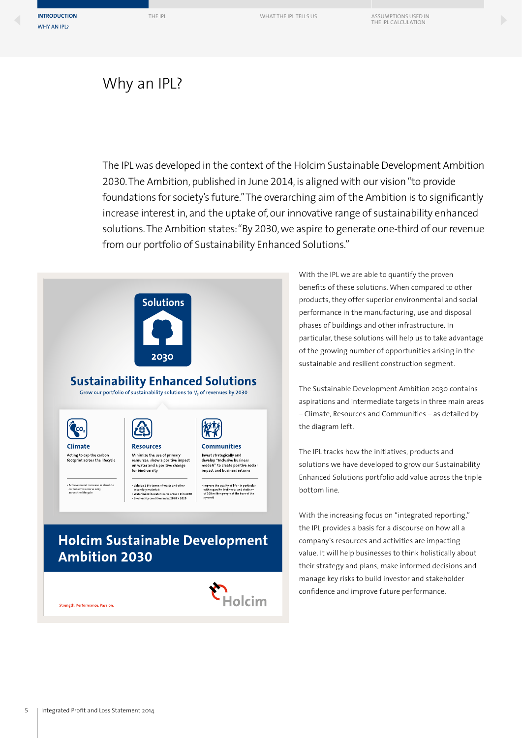# Why an IPL?

The IPL was developed in the context of the Holcim Sustainable Development Ambition 2030. The Ambition, published in June 2014, is aligned with our vision "to provide foundations for society's future." The overarching aim of the Ambition is to significantly increase interest in, and the uptake of, our innovative range of sustainability enhanced solutions. The Ambition states: "By 2030, we aspire to generate one-third of our revenue from our portfolio of Sustainability Enhanced Solutions."

Solutions 2030

**Sustainability Enhanced Solutions**

Grow our portfolio of sustainability solutions to 1/3 of revenues by 2030

**Climate**
Acting to cap the carbon footprint across the lifecycle
- Achieve no net increase in absolute carbon emissions vs 2013 across the lifecycle

**Resources**
Minimize the use of primary resources; show a positive impact on water and a positive change for biodiversity
- Valorize 1 Bio tonne of waste and other secondary materials
- Water index in water scarce areas > 0 in 2030
- Biodiversity condition index 2030 > 2020

**Communities**
Invest strategically and develop "Inclusive business models" to create positive social impact and business returns
- Improve the quality of life – in particular with regard to livelihoods and shelter – of 100 million people at the base of the pyramid

**Holcim Sustainable Development Ambition 2030**

Strength. Performance. Passion.

Holcim

With the IPL we are able to quantify the proven benefits of these solutions. When compared to other products, they offer superior environmental and social performance in the manufacturing, use and disposal phases of buildings and other infrastructure. In particular, these solutions will help us to take advantage of the growing number of opportunities arising in the sustainable and resilient construction segment.

The Sustainable Development Ambition 2030 contains aspirations and intermediate targets in three main areas – Climate, Resources and Communities – as detailed by the diagram left.

The IPL tracks how the initiatives, products and solutions we have developed to grow our Sustainability Enhanced Solutions portfolio add value across the triple bottom line.

With the increasing focus on "integrated reporting," the IPL provides a basis for a discourse on how all a company's resources and activities are impacting value. It will help businesses to think holistically about their strategy and plans, make informed decisions and manage key risks to build investor and stakeholder confidence and improve future performance.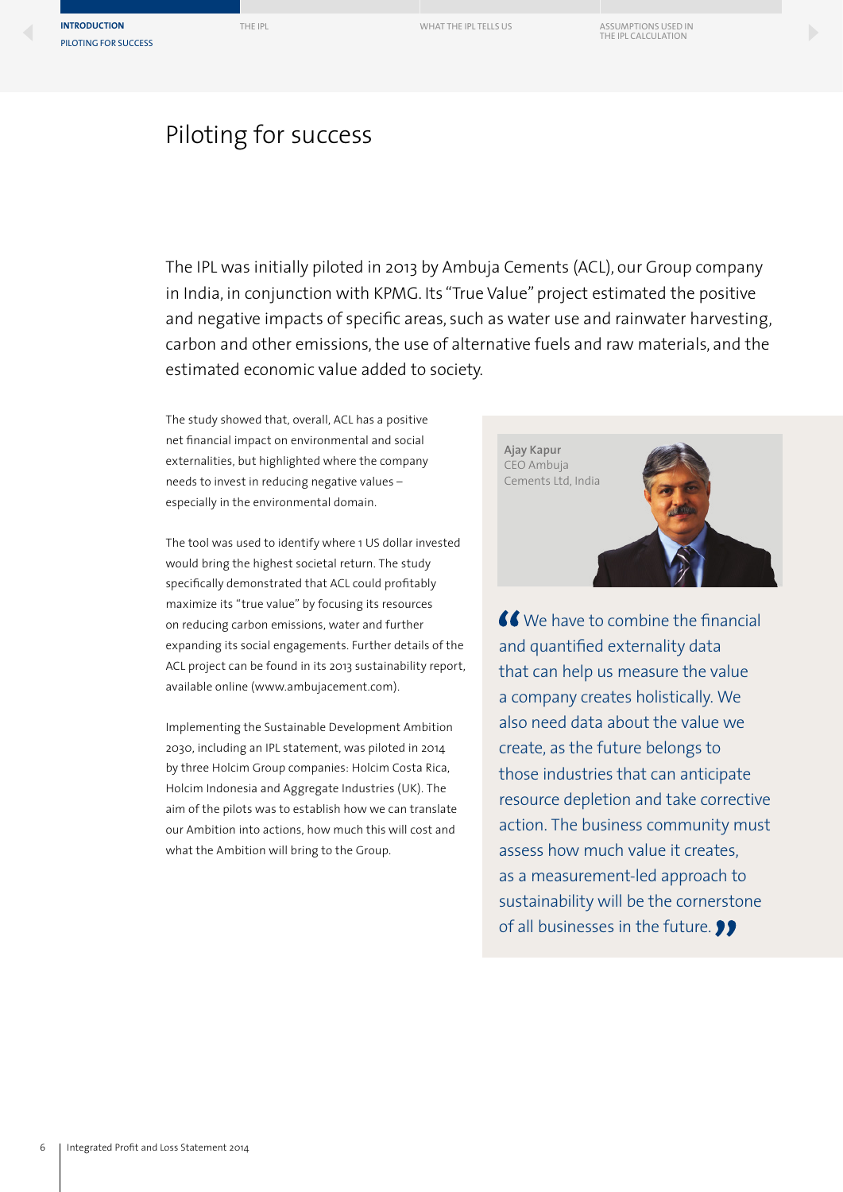# Piloting for success

The IPL was initially piloted in 2013 by Ambuja Cements (ACL), our Group company in India, in conjunction with KPMG. Its "True Value" project estimated the positive and negative impacts of specific areas, such as water use and rainwater harvesting, carbon and other emissions, the use of alternative fuels and raw materials, and the estimated economic value added to society.

The study showed that, overall, ACL has a positive net financial impact on environmental and social externalities, but highlighted where the company needs to invest in reducing negative values – especially in the environmental domain.

The tool was used to identify where 1 US dollar invested would bring the highest societal return. The study specifically demonstrated that ACL could profitably maximize its "true value" by focusing its resources on reducing carbon emissions, water and further expanding its social engagements. Further details of the ACL project can be found in its 2013 sustainability report, available online (www.ambujacement.com).

Implementing the Sustainable Development Ambition 2030, including an IPL statement, was piloted in 2014 by three Holcim Group companies: Holcim Costa Rica, Holcim Indonesia and Aggregate Industries (UK). The aim of the pilots was to establish how we can translate our Ambition into actions, how much this will cost and what the Ambition will bring to the Group.

**Ajay Kapur**
CEO Ambuja Cements Ltd, India

> "We have to combine the financial and quantified externality data that can help us measure the value a company creates holistically. We also need data about the value we create, as the future belongs to those industries that can anticipate resource depletion and take corrective action. The business community must assess how much value it creates, as a measurement-led approach to sustainability will be the cornerstone of all businesses in the future."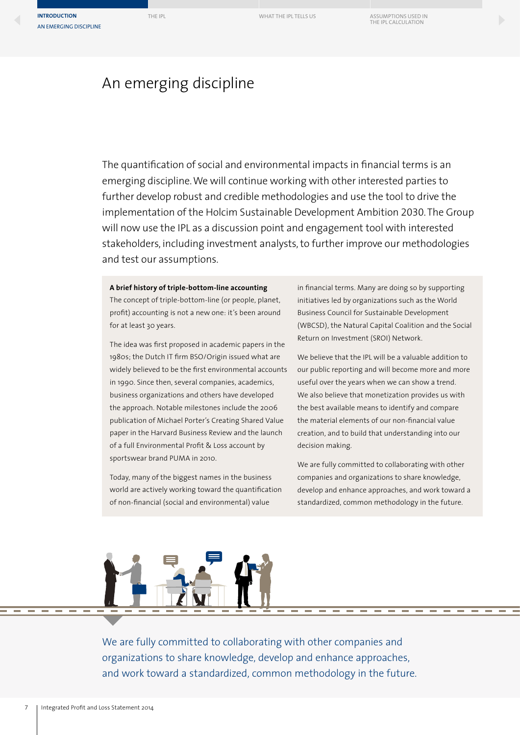# An emerging discipline

The quantification of social and environmental impacts in financial terms is an emerging discipline. We will continue working with other interested parties to further develop robust and credible methodologies and use the tool to drive the implementation of the Holcim Sustainable Development Ambition 2030. The Group will now use the IPL as a discussion point and engagement tool with interested stakeholders, including investment analysts, to further improve our methodologies and test our assumptions.

**A brief history of triple-bottom-line accounting**

The concept of triple-bottom-line (or people, planet, profit) accounting is not a new one: it's been around for at least 30 years.

The idea was first proposed in academic papers in the 1980s; the Dutch IT firm BSO/Origin issued what are widely believed to be the first environmental accounts in 1990. Since then, several companies, academics, business organizations and others have developed the approach. Notable milestones include the 2006 publication of Michael Porter's Creating Shared Value paper in the Harvard Business Review and the launch of a full Environmental Profit & Loss account by sportswear brand PUMA in 2010.

Today, many of the biggest names in the business world are actively working toward the quantification of non-financial (social and environmental) value in financial terms. Many are doing so by supporting initiatives led by organizations such as the World Business Council for Sustainable Development (WBCSD), the Natural Capital Coalition and the Social Return on Investment (SROI) Network.

We believe that the IPL will be a valuable addition to our public reporting and will become more and more useful over the years when we can show a trend. We also believe that monetization provides us with the best available means to identify and compare the material elements of our non-financial value creation, and to build that understanding into our decision making.

We are fully committed to collaborating with other companies and organizations to share knowledge, develop and enhance approaches, and work toward a standardized, common methodology in the future.

We are fully committed to collaborating with other companies and organizations to share knowledge, develop and enhance approaches, and work toward a standardized, common methodology in the future.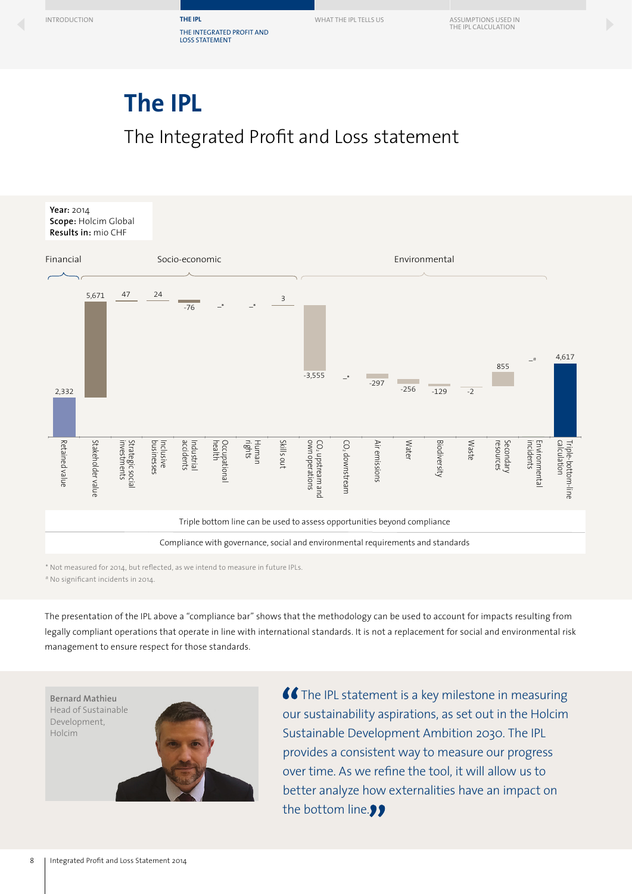# The IPL

## The Integrated Profit and Loss statement

**Year:** 2014
**Scope:** Holcim Global
**Results in:** mio CHF

| Category | Item | Value |
|---|---|---|
| Financial | Retained value | 2,332 |
| Socio-economic | Stakeholder value | 5,671 |
| Socio-economic | Strategic social investments | 47 |
| Socio-economic | Inclusive businesses | 24 |
| Socio-economic | Industrial accidents | -76 |
| Socio-economic | Occupational health | –* |
| Socio-economic | Human rights | –* |
| Socio-economic | Skills out | 3 |
| Environmental | $CO_2$ upstream and own operations | -3,555 |
| Environmental | $CO_2$ downstream | –* |
| Environmental | Air emissions | -297 |
| Environmental | Water | -256 |
| Environmental | Biodiversity | -129 |
| Environmental | Waste | -2 |
| Environmental | Secondary resources | 855 |
| Environmental | Environmental incidents | –# |
| | Triple-bottom-line calculation | 4,617 |

Triple bottom line can be used to assess opportunities beyond compliance

Compliance with governance, social and environmental requirements and standards

\* Not measured for 2014, but reflected, as we intend to measure in future IPLs.
\# No significant incidents in 2014.

The presentation of the IPL above a "compliance bar" shows that the methodology can be used to account for impacts resulting from legally compliant operations that operate in line with international standards. It is not a replacement for social and environmental risk management to ensure respect for those standards.

**Bernard Mathieu**
Head of Sustainable Development, Holcim

"The IPL statement is a key milestone in measuring our sustainability aspirations, as set out in the Holcim Sustainable Development Ambition 2030. The IPL provides a consistent way to measure our progress over time. As we refine the tool, it will allow us to better analyze how externalities have an impact on the bottom line."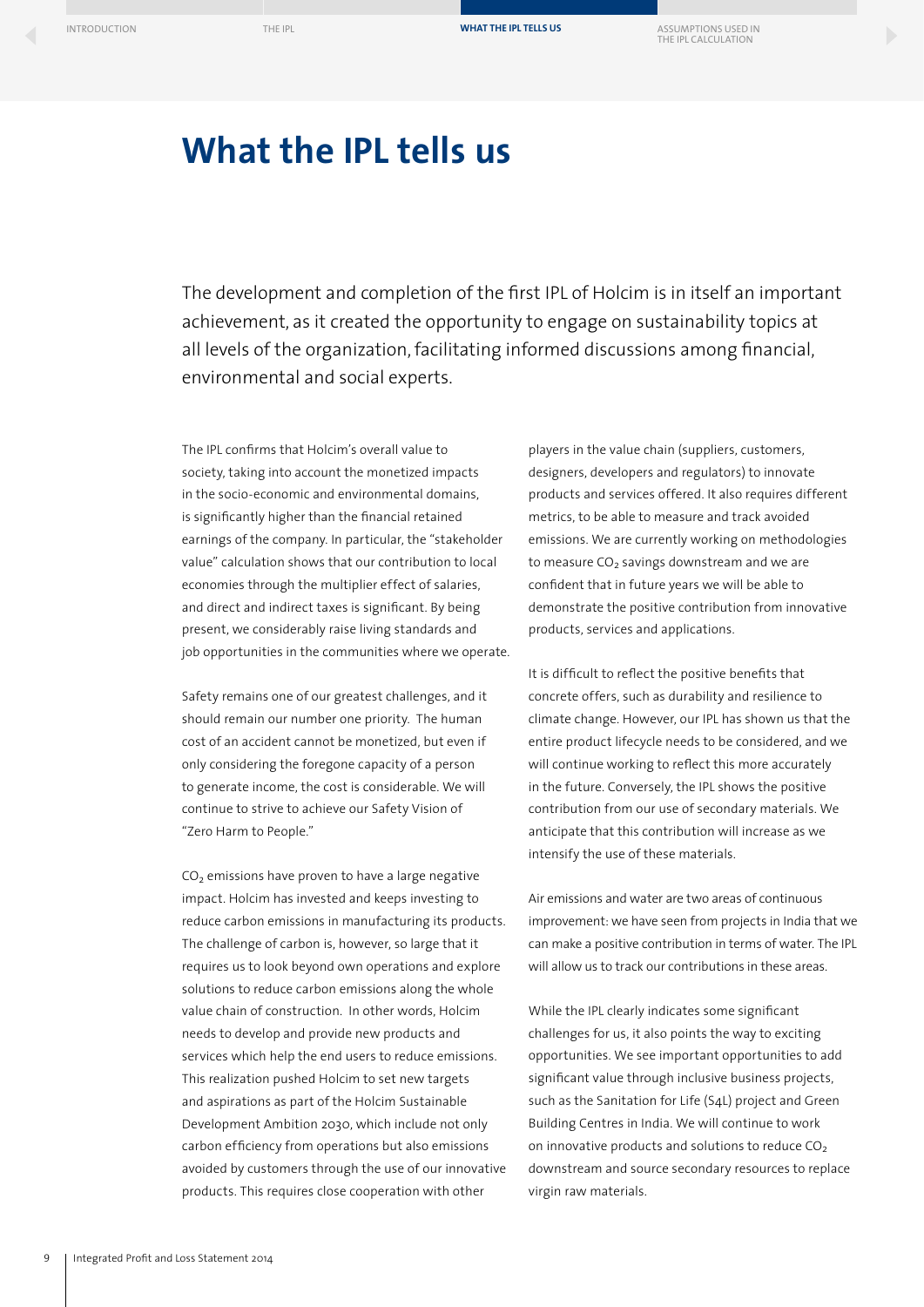# What the IPL tells us

The development and completion of the first IPL of Holcim is in itself an important achievement, as it created the opportunity to engage on sustainability topics at all levels of the organization, facilitating informed discussions among financial, environmental and social experts.

The IPL confirms that Holcim's overall value to society, taking into account the monetized impacts in the socio-economic and environmental domains, is significantly higher than the financial retained earnings of the company. In particular, the "stakeholder value" calculation shows that our contribution to local economies through the multiplier effect of salaries, and direct and indirect taxes is significant. By being present, we considerably raise living standards and job opportunities in the communities where we operate.

Safety remains one of our greatest challenges, and it should remain our number one priority. The human cost of an accident cannot be monetized, but even if only considering the foregone capacity of a person to generate income, the cost is considerable. We will continue to strive to achieve our Safety Vision of "Zero Harm to People."

$CO_2$ emissions have proven to have a large negative impact. Holcim has invested and keeps investing to reduce carbon emissions in manufacturing its products. The challenge of carbon is, however, so large that it requires us to look beyond own operations and explore solutions to reduce carbon emissions along the whole value chain of construction. In other words, Holcim needs to develop and provide new products and services which help the end users to reduce emissions. This realization pushed Holcim to set new targets and aspirations as part of the Holcim Sustainable Development Ambition 2030, which include not only carbon efficiency from operations but also emissions avoided by customers through the use of our innovative products. This requires close cooperation with other players in the value chain (suppliers, customers, designers, developers and regulators) to innovate products and services offered. It also requires different metrics, to be able to measure and track avoided emissions. We are currently working on methodologies to measure $CO_2$ savings downstream and we are confident that in future years we will be able to demonstrate the positive contribution from innovative products, services and applications.

It is difficult to reflect the positive benefits that concrete offers, such as durability and resilience to climate change. However, our IPL has shown us that the entire product lifecycle needs to be considered, and we will continue working to reflect this more accurately in the future. Conversely, the IPL shows the positive contribution from our use of secondary materials. We anticipate that this contribution will increase as we intensify the use of these materials.

Air emissions and water are two areas of continuous improvement: we have seen from projects in India that we can make a positive contribution in terms of water. The IPL will allow us to track our contributions in these areas.

While the IPL clearly indicates some significant challenges for us, it also points the way to exciting opportunities. We see important opportunities to add significant value through inclusive business projects, such as the Sanitation for Life (S4L) project and Green Building Centres in India. We will continue to work on innovative products and solutions to reduce $CO_2$ downstream and source secondary resources to replace virgin raw materials.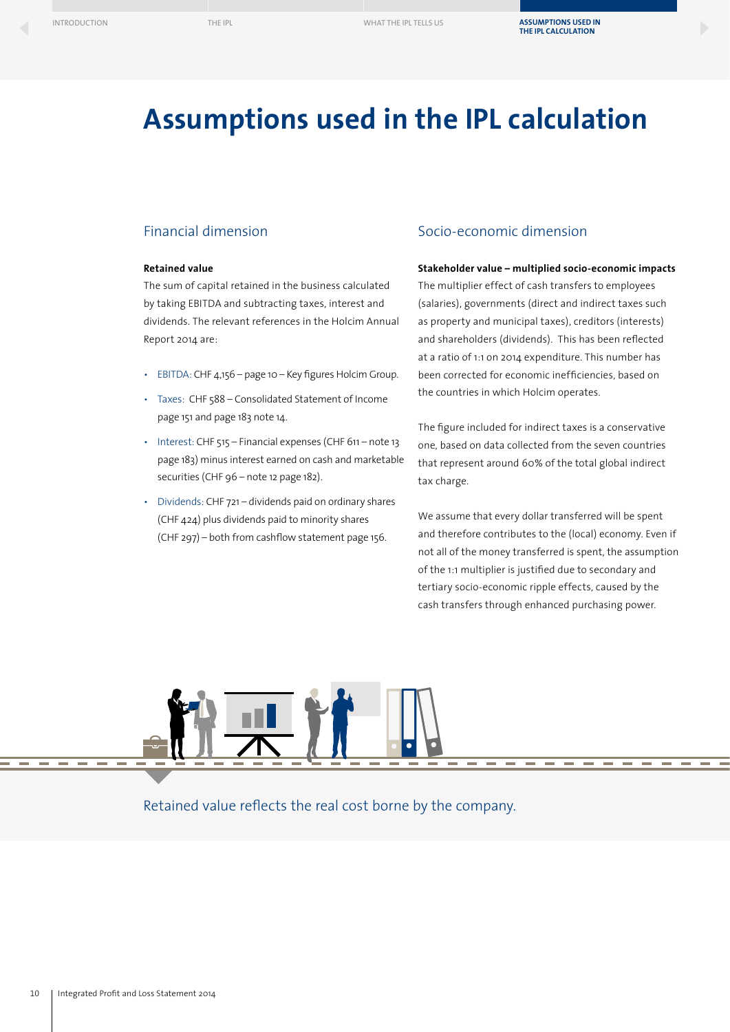# Assumptions used in the IPL calculation

## Financial dimension

**Retained value**

The sum of capital retained in the business calculated by taking EBITDA and subtracting taxes, interest and dividends. The relevant references in the Holcim Annual Report 2014 are:

- EBITDA: CHF 4,156 – page 10 – Key figures Holcim Group.
- Taxes: CHF 588 – Consolidated Statement of Income page 151 and page 183 note 14.
- Interest: CHF 515 – Financial expenses (CHF 611 – note 13 page 183) minus interest earned on cash and marketable securities (CHF 96 – note 12 page 182).
- Dividends: CHF 721 – dividends paid on ordinary shares (CHF 424) plus dividends paid to minority shares (CHF 297) – both from cashflow statement page 156.

## Socio-economic dimension

**Stakeholder value – multiplied socio-economic impacts**

The multiplier effect of cash transfers to employees (salaries), governments (direct and indirect taxes such as property and municipal taxes), creditors (interests) and shareholders (dividends). This has been reflected at a ratio of 1:1 on 2014 expenditure. This number has been corrected for economic inefficiencies, based on the countries in which Holcim operates.

The figure included for indirect taxes is a conservative one, based on data collected from the seven countries that represent around 60% of the total global indirect tax charge.

We assume that every dollar transferred will be spent and therefore contributes to the (local) economy. Even if not all of the money transferred is spent, the assumption of the 1:1 multiplier is justified due to secondary and tertiary socio-economic ripple effects, caused by the cash transfers through enhanced purchasing power.

Retained value reflects the real cost borne by the company.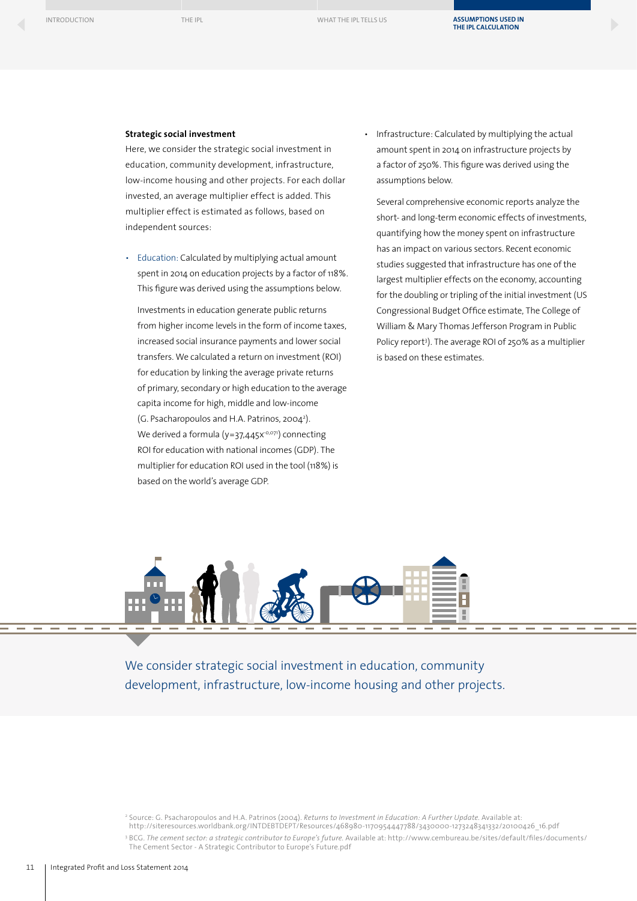**Strategic social investment**

Here, we consider the strategic social investment in education, community development, infrastructure, low-income housing and other projects. For each dollar invested, an average multiplier effect is added. This multiplier effect is estimated as follows, based on independent sources:

- Education: Calculated by multiplying actual amount spent in 2014 on education projects by a factor of 118%. This figure was derived using the assumptions below.

  Investments in education generate public returns from higher income levels in the form of income taxes, increased social insurance payments and lower social transfers. We calculated a return on investment (ROI) for education by linking the average private returns of primary, secondary or high education to the average capita income for high, middle and low-income (G. Psacharopoulos and H.A. Patrinos, 2004[2]). We derived a formula ($y=37{,}445x^{-0{,}071}$) connecting ROI for education with national incomes (GDP). The multiplier for education ROI used in the tool (118%) is based on the world's average GDP.

- Infrastructure: Calculated by multiplying the actual amount spent in 2014 on infrastructure projects by a factor of 250%. This figure was derived using the assumptions below.

  Several comprehensive economic reports analyze the short- and long-term economic effects of investments, quantifying how the money spent on infrastructure has an impact on various sectors. Recent economic studies suggested that infrastructure has one of the largest multiplier effects on the economy, accounting for the doubling or tripling of the initial investment (US Congressional Budget Office estimate, The College of William & Mary Thomas Jefferson Program in Public Policy report[3]). The average ROI of 250% as a multiplier is based on these estimates.

We consider strategic social investment in education, community development, infrastructure, low-income housing and other projects.

[2] Source: G. Psacharopoulos and H.A. Patrinos (2004). *Returns to Investment in Education: A Further Update.* Available at: http://siteresources.worldbank.org/INTDEBTDEPT/Resources/468980-1170954447788/3430000-1273248341332/20100426_16.pdf

[3] BCG. *The cement sector: a strategic contributor to Europe's future.* Available at: http://www.cembureau.be/sites/default/files/documents/The Cement Sector - A Strategic Contributor to Europe's Future.pdf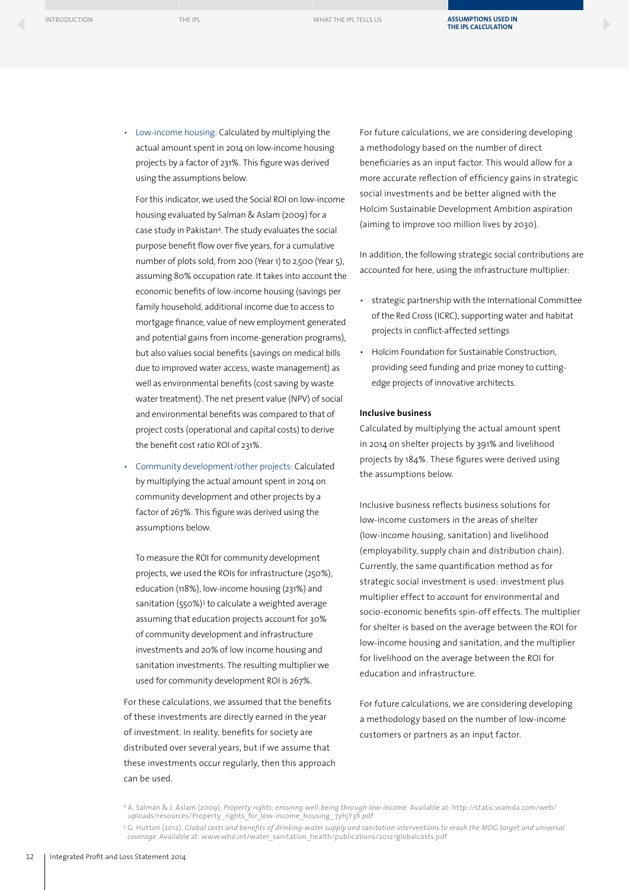- Low-income housing: Calculated by multiplying the actual amount spent in 2014 on low-income housing projects by a factor of 231%. This figure was derived using the assumptions below.

  For this indicator, we used the Social ROI on low-income housing evaluated by Salman & Aslam (2009) for a case study in Pakistan[4]. The study evaluates the social purpose benefit flow over five years, for a cumulative number of plots sold, from 200 (Year 1) to 2,500 (Year 5), assuming 80% occupation rate. It takes into account the economic benefits of low-income housing (savings per family household, additional income due to access to mortgage finance, value of new employment generated and potential gains from income-generation programs), but also values social benefits (savings on medical bills due to improved water access, waste management) as well as environmental benefits (cost saving by waste water treatment). The net present value (NPV) of social and environmental benefits was compared to that of project costs (operational and capital costs) to derive the benefit cost ratio ROI of 231%.

- Community development/other projects: Calculated by multiplying the actual amount spent in 2014 on community development and other projects by a factor of 267%. This figure was derived using the assumptions below.

  To measure the ROI for community development projects, we used the ROIs for infrastructure (250%), education (118%), low-income housing (231%) and sanitation (550%)[5] to calculate a weighted average assuming that education projects account for 30% of community development and infrastructure investments and 20% of low income housing and sanitation investments. The resulting multiplier we used for community development ROI is 267%.

For these calculations, we assumed that the benefits of these investments are directly earned in the year of investment. In reality, benefits for society are distributed over several years, but if we assume that these investments occur regularly, then this approach can be used.

For future calculations, we are considering developing a methodology based on the number of direct beneficiaries as an input factor. This would allow for a more accurate reflection of efficiency gains in strategic social investments and be better aligned with the Holcim Sustainable Development Ambition aspiration (aiming to improve 100 million lives by 2030).

In addition, the following strategic social contributions are accounted for here, using the infrastructure multiplier:

- strategic partnership with the International Committee of the Red Cross (ICRC), supporting water and habitat projects in conflict-affected settings
- Holcim Foundation for Sustainable Construction, providing seed funding and prize money to cutting-edge projects of innovative architects.

**Inclusive business**

Calculated by multiplying the actual amount spent in 2014 on shelter projects by 391% and livelihood projects by 184%. These figures were derived using the assumptions below.

Inclusive business reflects business solutions for low-income customers in the areas of shelter (low-income housing, sanitation) and livelihood (employability, supply chain and distribution chain). Currently, the same quantification method as for strategic social investment is used: investment plus multiplier effect to account for environmental and socio-economic benefits spin-off effects. The multiplier for shelter is based on the average between the ROI for low-income housing and sanitation, and the multiplier for livelihood on the average between the ROI for education and infrastructure.

For future calculations, we are considering developing a methodology based on the number of low-income customers or partners as an input factor.

[4] A. Salman & J. Aslam (2009). *Property rights: ensuring well-being through low-income*. Available at: http://static.wamda.com/web/uploads/resources/Property_rights_for_low-income_housing_7yhjY3fi.pdf

[5] G. Hutton (2012). *Global costs and benefits of drinking-water supply and sanitation interventions to reach the MDG target and universal coverage*. Available at: www.who.int/water_sanitation_health/publications/2012/globalcosts.pdf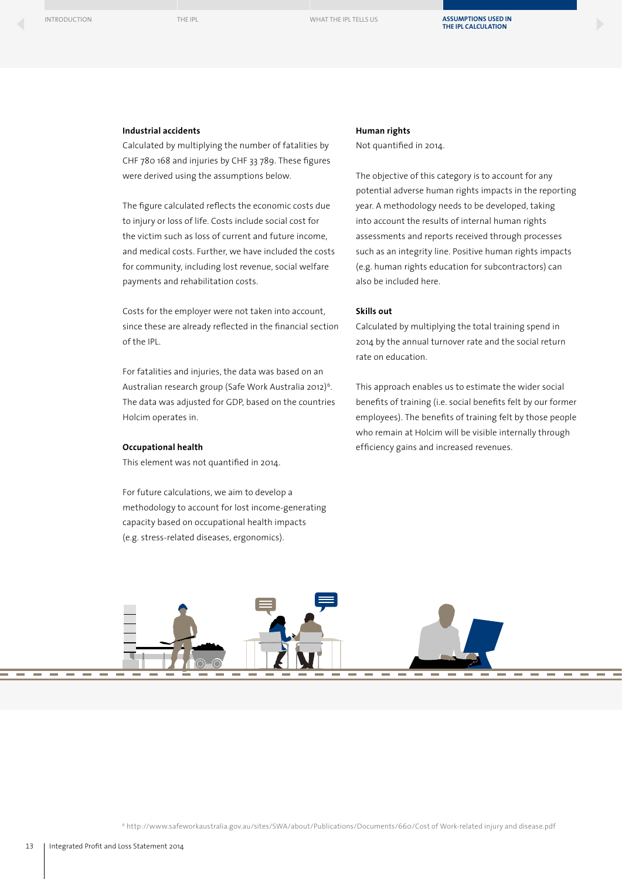### Industrial accidents

Calculated by multiplying the number of fatalities by CHF 780 168 and injuries by CHF 33 789. These figures were derived using the assumptions below.

The figure calculated reflects the economic costs due to injury or loss of life. Costs include social cost for the victim such as loss of current and future income, and medical costs. Further, we have included the costs for community, including lost revenue, social welfare payments and rehabilitation costs.

Costs for the employer were not taken into account, since these are already reflected in the financial section of the IPL.

For fatalities and injuries, the data was based on an Australian research group (Safe Work Australia 2012)[6]. The data was adjusted for GDP, based on the countries Holcim operates in.

### Occupational health

This element was not quantified in 2014.

For future calculations, we aim to develop a methodology to account for lost income-generating capacity based on occupational health impacts (e.g. stress-related diseases, ergonomics).

### Human rights

Not quantified in 2014.

The objective of this category is to account for any potential adverse human rights impacts in the reporting year. A methodology needs to be developed, taking into account the results of internal human rights assessments and reports received through processes such as an integrity line. Positive human rights impacts (e.g. human rights education for subcontractors) can also be included here.

### Skills out

Calculated by multiplying the total training spend in 2014 by the annual turnover rate and the social return rate on education.

This approach enables us to estimate the wider social benefits of training (i.e. social benefits felt by our former employees). The benefits of training felt by those people who remain at Holcim will be visible internally through efficiency gains and increased revenues.

[6] http://www.safeworkaustralia.gov.au/sites/SWA/about/Publications/Documents/660/Cost of Work-related injury and disease.pdf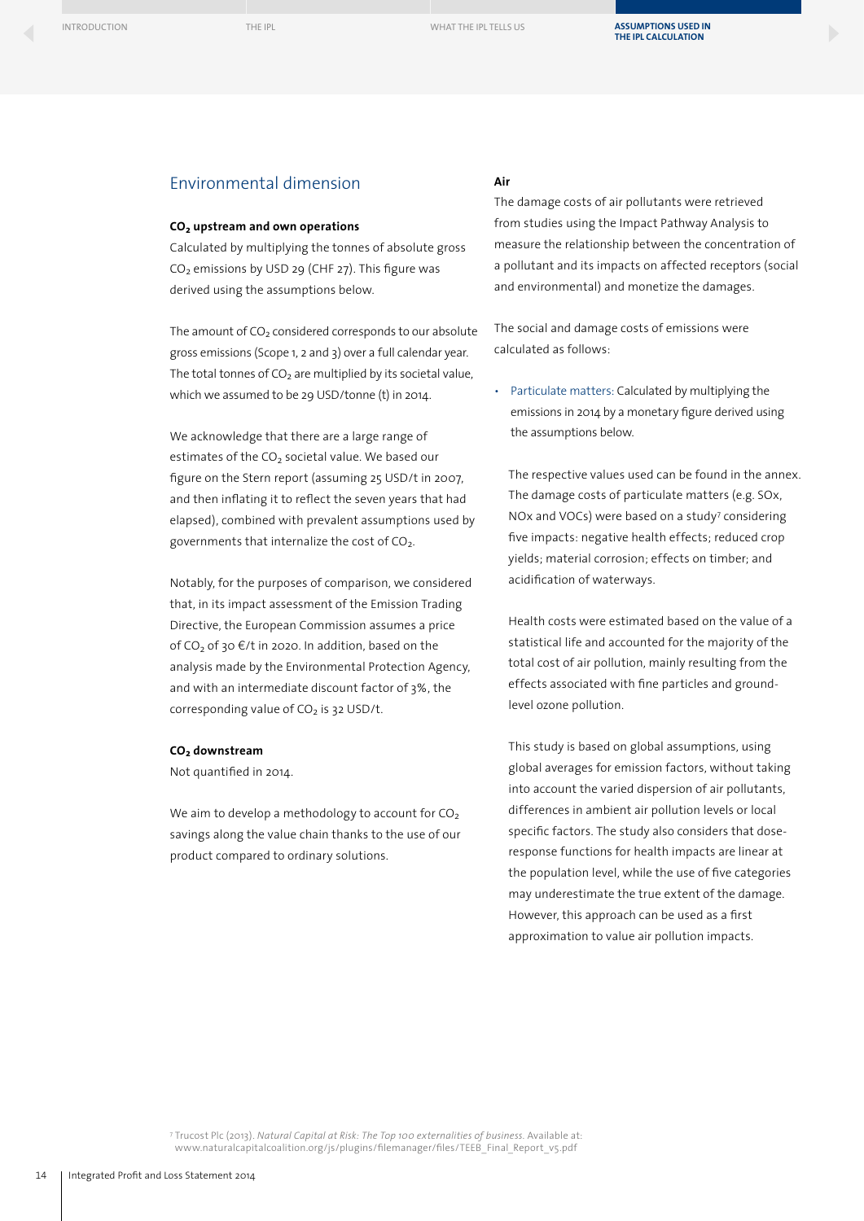## Environmental dimension

**$CO_2$ upstream and own operations**

Calculated by multiplying the tonnes of absolute gross $CO_2$ emissions by USD 29 (CHF 27). This figure was derived using the assumptions below.

The amount of $CO_2$ considered corresponds to our absolute gross emissions (Scope 1, 2 and 3) over a full calendar year. The total tonnes of $CO_2$ are multiplied by its societal value, which we assumed to be 29 USD/tonne (t) in 2014.

We acknowledge that there are a large range of estimates of the $CO_2$ societal value. We based our figure on the Stern report (assuming 25 USD/t in 2007, and then inflating it to reflect the seven years that had elapsed), combined with prevalent assumptions used by governments that internalize the cost of $CO_2$.

Notably, for the purposes of comparison, we considered that, in its impact assessment of the Emission Trading Directive, the European Commission assumes a price of $CO_2$ of 30 €/t in 2020. In addition, based on the analysis made by the Environmental Protection Agency, and with an intermediate discount factor of 3%, the corresponding value of $CO_2$ is 32 USD/t.

**$CO_2$ downstream**

Not quantified in 2014.

We aim to develop a methodology to account for $CO_2$ savings along the value chain thanks to the use of our product compared to ordinary solutions.

**Air**

The damage costs of air pollutants were retrieved from studies using the Impact Pathway Analysis to measure the relationship between the concentration of a pollutant and its impacts on affected receptors (social and environmental) and monetize the damages.

The social and damage costs of emissions were calculated as follows:

- Particulate matters: Calculated by multiplying the emissions in 2014 by a monetary figure derived using the assumptions below.

  The respective values used can be found in the annex. The damage costs of particulate matters (e.g. SOx, NOx and VOCs) were based on a study[7] considering five impacts: negative health effects; reduced crop yields; material corrosion; effects on timber; and acidification of waterways.

  Health costs were estimated based on the value of a statistical life and accounted for the majority of the total cost of air pollution, mainly resulting from the effects associated with fine particles and ground-level ozone pollution.

  This study is based on global assumptions, using global averages for emission factors, without taking into account the varied dispersion of air pollutants, differences in ambient air pollution levels or local specific factors. The study also considers that dose-response functions for health impacts are linear at the population level, while the use of five categories may underestimate the true extent of the damage. However, this approach can be used as a first approximation to value air pollution impacts.

[7] Trucost Plc (2013). *Natural Capital at Risk: The Top 100 externalities of business.* Available at: www.naturalcapitalcoalition.org/js/plugins/filemanager/files/TEEB_Final_Report_v5.pdf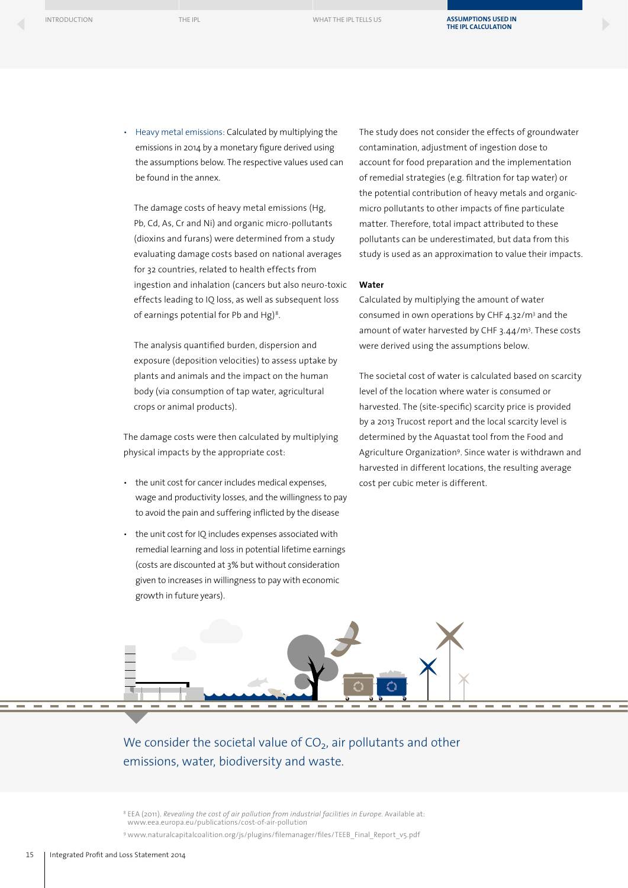- Heavy metal emissions: Calculated by multiplying the emissions in 2014 by a monetary figure derived using the assumptions below. The respective values used can be found in the annex.

  The damage costs of heavy metal emissions (Hg, Pb, Cd, As, Cr and Ni) and organic micro-pollutants (dioxins and furans) were determined from a study evaluating damage costs based on national averages for 32 countries, related to health effects from ingestion and inhalation (cancers but also neuro-toxic effects leading to IQ loss, as well as subsequent loss of earnings potential for Pb and Hg)[8].

  The analysis quantified burden, dispersion and exposure (deposition velocities) to assess uptake by plants and animals and the impact on the human body (via consumption of tap water, agricultural crops or animal products).

The damage costs were then calculated by multiplying physical impacts by the appropriate cost:

- the unit cost for cancer includes medical expenses, wage and productivity losses, and the willingness to pay to avoid the pain and suffering inflicted by the disease
- the unit cost for IQ includes expenses associated with remedial learning and loss in potential lifetime earnings (costs are discounted at 3% but without consideration given to increases in willingness to pay with economic growth in future years).

The study does not consider the effects of groundwater contamination, adjustment of ingestion dose to account for food preparation and the implementation of remedial strategies (e.g. filtration for tap water) or the potential contribution of heavy metals and organic-micro pollutants to other impacts of fine particulate matter. Therefore, total impact attributed to these pollutants can be underestimated, but data from this study is used as an approximation to value their impacts.

**Water**

Calculated by multiplying the amount of water consumed in own operations by CHF 4.32/m$^3$ and the amount of water harvested by CHF 3.44/m$^3$. These costs were derived using the assumptions below.

The societal cost of water is calculated based on scarcity level of the location where water is consumed or harvested. The (site-specific) scarcity price is provided by a 2013 Trucost report and the local scarcity level is determined by the Aquastat tool from the Food and Agriculture Organization[9]. Since water is withdrawn and harvested in different locations, the resulting average cost per cubic meter is different.

We consider the societal value of $CO_2$, air pollutants and other emissions, water, biodiversity and waste.

[8] EEA (2011). *Revealing the cost of air pollution from industrial facilities in Europe*. Available at: www.eea.europa.eu/publications/cost-of-air-pollution

[9] www.naturalcapitalcoalition.org/js/plugins/filemanager/files/TEEB_Final_Report_v5.pdf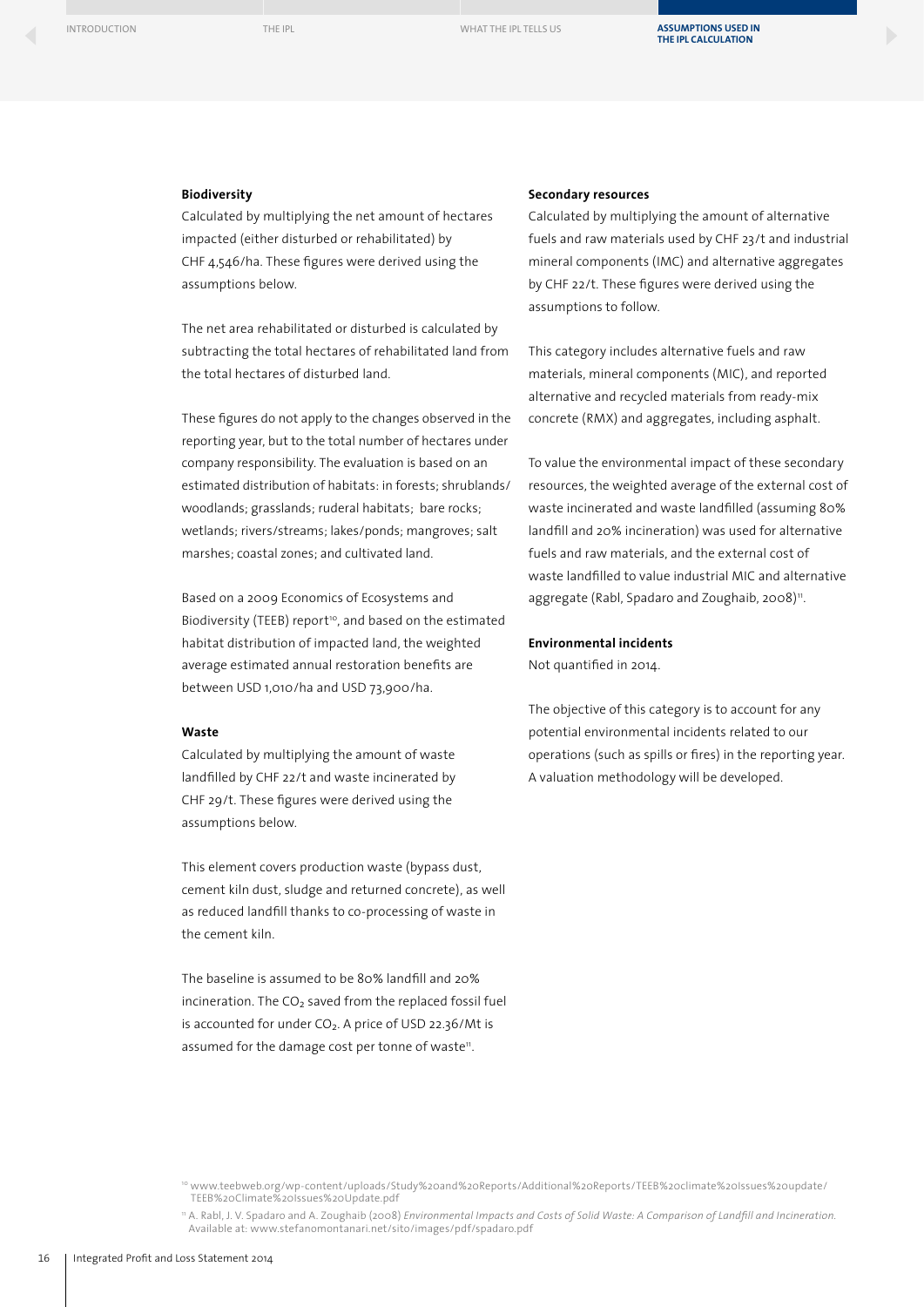### Biodiversity

Calculated by multiplying the net amount of hectares impacted (either disturbed or rehabilitated) by CHF 4,546/ha. These figures were derived using the assumptions below.

The net area rehabilitated or disturbed is calculated by subtracting the total hectares of rehabilitated land from the total hectares of disturbed land.

These figures do not apply to the changes observed in the reporting year, but to the total number of hectares under company responsibility. The evaluation is based on an estimated distribution of habitats: in forests; shrublands/woodlands; grasslands; ruderal habitats; bare rocks; wetlands; rivers/streams; lakes/ponds; mangroves; salt marshes; coastal zones; and cultivated land.

Based on a 2009 Economics of Ecosystems and Biodiversity (TEEB) report[10], and based on the estimated habitat distribution of impacted land, the weighted average estimated annual restoration benefits are between USD 1,010/ha and USD 73,900/ha.

### Waste

Calculated by multiplying the amount of waste landfilled by CHF 22/t and waste incinerated by CHF 29/t. These figures were derived using the assumptions below.

This element covers production waste (bypass dust, cement kiln dust, sludge and returned concrete), as well as reduced landfill thanks to co-processing of waste in the cement kiln.

The baseline is assumed to be 80% landfill and 20% incineration. The $CO_2$ saved from the replaced fossil fuel is accounted for under $CO_2$. A price of USD 22.36/Mt is assumed for the damage cost per tonne of waste[11].

### Secondary resources

Calculated by multiplying the amount of alternative fuels and raw materials used by CHF 23/t and industrial mineral components (IMC) and alternative aggregates by CHF 22/t. These figures were derived using the assumptions to follow.

This category includes alternative fuels and raw materials, mineral components (MIC), and reported alternative and recycled materials from ready-mix concrete (RMX) and aggregates, including asphalt.

To value the environmental impact of these secondary resources, the weighted average of the external cost of waste incinerated and waste landfilled (assuming 80% landfill and 20% incineration) was used for alternative fuels and raw materials, and the external cost of waste landfilled to value industrial MIC and alternative aggregate (Rabl, Spadaro and Zoughaib, 2008)[11].

### Environmental incidents

Not quantified in 2014.

The objective of this category is to account for any potential environmental incidents related to our operations (such as spills or fires) in the reporting year. A valuation methodology will be developed.

---

[10] www.teebweb.org/wp-content/uploads/Study%20and%20Reports/Additional%20Reports/TEEB%20climate%20Issues%20update/TEEB%20Climate%20Issues%20Update.pdf

[11] A. Rabl, J. V. Spadaro and A. Zoughaib (2008) *Environmental Impacts and Costs of Solid Waste: A Comparison of Landfill and Incineration.* Available at: www.stefanomontanari.net/sito/images/pdf/spadaro.pdf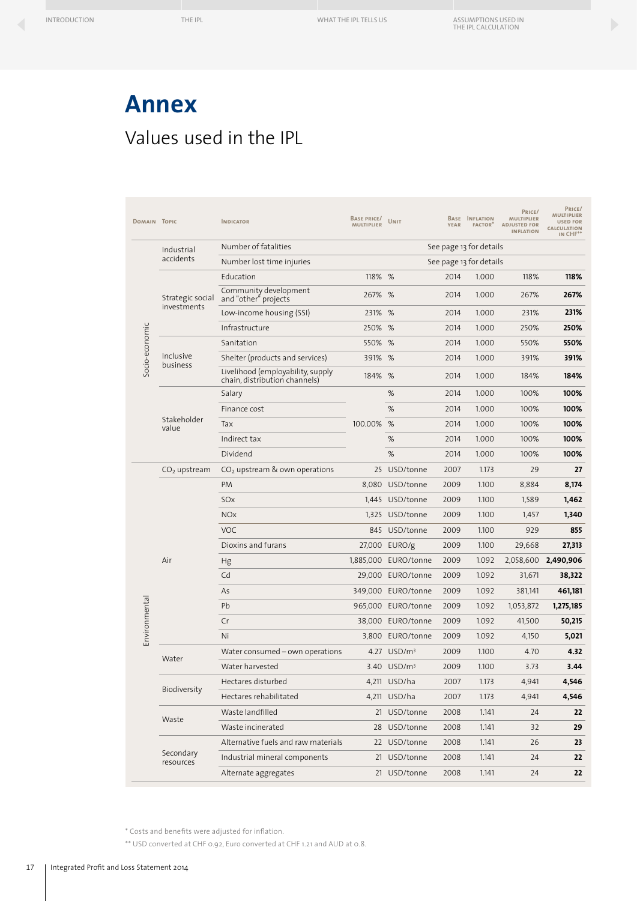# Annex

## Values used in the IPL

| Domain | Topic | Indicator | Base price/ multiplier | Unit | Base year | Inflation factor* | Price/ multiplier adjusted for inflation | Price/ multiplier used for calculation in CHF** |
|---|---|---|---|---|---|---|---|---|
| Socio-economic | Industrial accidents | Number of fatalities | See page 13 for details | | | | | |
| | | Number lost time injuries | See page 13 for details | | | | | |
| | Strategic social investments | Education | 118% | % | 2014 | 1.000 | 118% | **118%** |
| | | Community development and "other" projects | 267% | % | 2014 | 1.000 | 267% | **267%** |
| | | Low-income housing (SSI) | 231% | % | 2014 | 1.000 | 231% | **231%** |
| | | Infrastructure | 250% | % | 2014 | 1.000 | 250% | **250%** |
| | Inclusive business | Sanitation | 550% | % | 2014 | 1.000 | 550% | **550%** |
| | | Shelter (products and services) | 391% | % | 2014 | 1.000 | 391% | **391%** |
| | | Livelihood (employability, supply chain, distribution channels) | 184% | % | 2014 | 1.000 | 184% | **184%** |
| | Stakeholder value | Salary | 100.00% | % | 2014 | 1.000 | 100% | **100%** |
| | | Finance cost | | % | 2014 | 1.000 | 100% | **100%** |
| | | Tax | | % | 2014 | 1.000 | 100% | **100%** |
| | | Indirect tax | | % | 2014 | 1.000 | 100% | **100%** |
| | | Dividend | | % | 2014 | 1.000 | 100% | **100%** |
| Environmental | $CO_2$ upstream | $CO_2$ upstream & own operations | 25 | USD/tonne | 2007 | 1.173 | 29 | **27** |
| | Air | PM | 8,080 | USD/tonne | 2009 | 1.100 | 8,884 | **8,174** |
| | | SOx | 1,445 | USD/tonne | 2009 | 1.100 | 1,589 | **1,462** |
| | | NOx | 1,325 | USD/tonne | 2009 | 1.100 | 1,457 | **1,340** |
| | | VOC | 845 | USD/tonne | 2009 | 1.100 | 929 | **855** |
| | | Dioxins and furans | 27,000 | EURO/g | 2009 | 1.100 | 29,668 | **27,313** |
| | | Hg | 1,885,000 | EURO/tonne | 2009 | 1.092 | 2,058,600 | **2,490,906** |
| | | Cd | 29,000 | EURO/tonne | 2009 | 1.092 | 31,671 | **38,322** |
| | | As | 349,000 | EURO/tonne | 2009 | 1.092 | 381,141 | **461,181** |
| | | Pb | 965,000 | EURO/tonne | 2009 | 1.092 | 1,053,872 | **1,275,185** |
| | | Cr | 38,000 | EURO/tonne | 2009 | 1.092 | 41,500 | **50,215** |
| | | Ni | 3,800 | EURO/tonne | 2009 | 1.092 | 4,150 | **5,021** |
| | Water | Water consumed – own operations | 4.27 | USD/m³ | 2009 | 1.100 | 4.70 | **4.32** |
| | | Water harvested | 3.40 | USD/m³ | 2009 | 1.100 | 3.73 | **3.44** |
| | Biodiversity | Hectares disturbed | 4,211 | USD/ha | 2007 | 1.173 | 4,941 | **4,546** |
| | | Hectares rehabilitated | 4,211 | USD/ha | 2007 | 1.173 | 4,941 | **4,546** |
| | Waste | Waste landfilled | 21 | USD/tonne | 2008 | 1.141 | 24 | **22** |
| | | Waste incinerated | 28 | USD/tonne | 2008 | 1.141 | 32 | **29** |
| | Secondary resources | Alternative fuels and raw materials | 22 | USD/tonne | 2008 | 1.141 | 26 | **23** |
| | | Industrial mineral components | 21 | USD/tonne | 2008 | 1.141 | 24 | **22** |
| | | Alternate aggregates | 21 | USD/tonne | 2008 | 1.141 | 24 | **22** |

\* Costs and benefits were adjusted for inflation.

\*\* USD converted at CHF 0.92, Euro converted at CHF 1.21 and AUD at 0.8.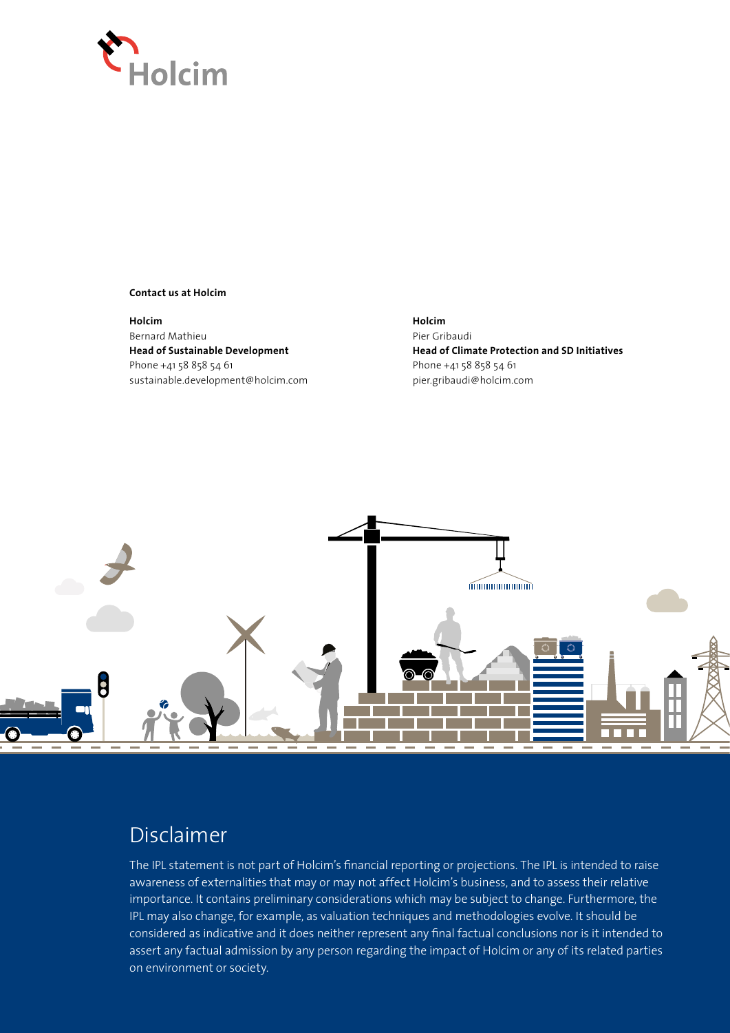Holcim

**Contact us at Holcim**

**Holcim**
Bernard Mathieu
**Head of Sustainable Development**
Phone +41 58 858 54 61
sustainable.development@holcim.com

**Holcim**
Pier Gribaudi
**Head of Climate Protection and SD Initiatives**
Phone +41 58 858 54 61
pier.gribaudi@holcim.com

## Disclaimer

The IPL statement is not part of Holcim's financial reporting or projections. The IPL is intended to raise awareness of externalities that may or may not affect Holcim's business, and to assess their relative importance. It contains preliminary considerations which may be subject to change. Furthermore, the IPL may also change, for example, as valuation techniques and methodologies evolve. It should be considered as indicative and it does neither represent any final factual conclusions nor is it intended to assert any factual admission by any person regarding the impact of Holcim or any of its related parties on environment or society.